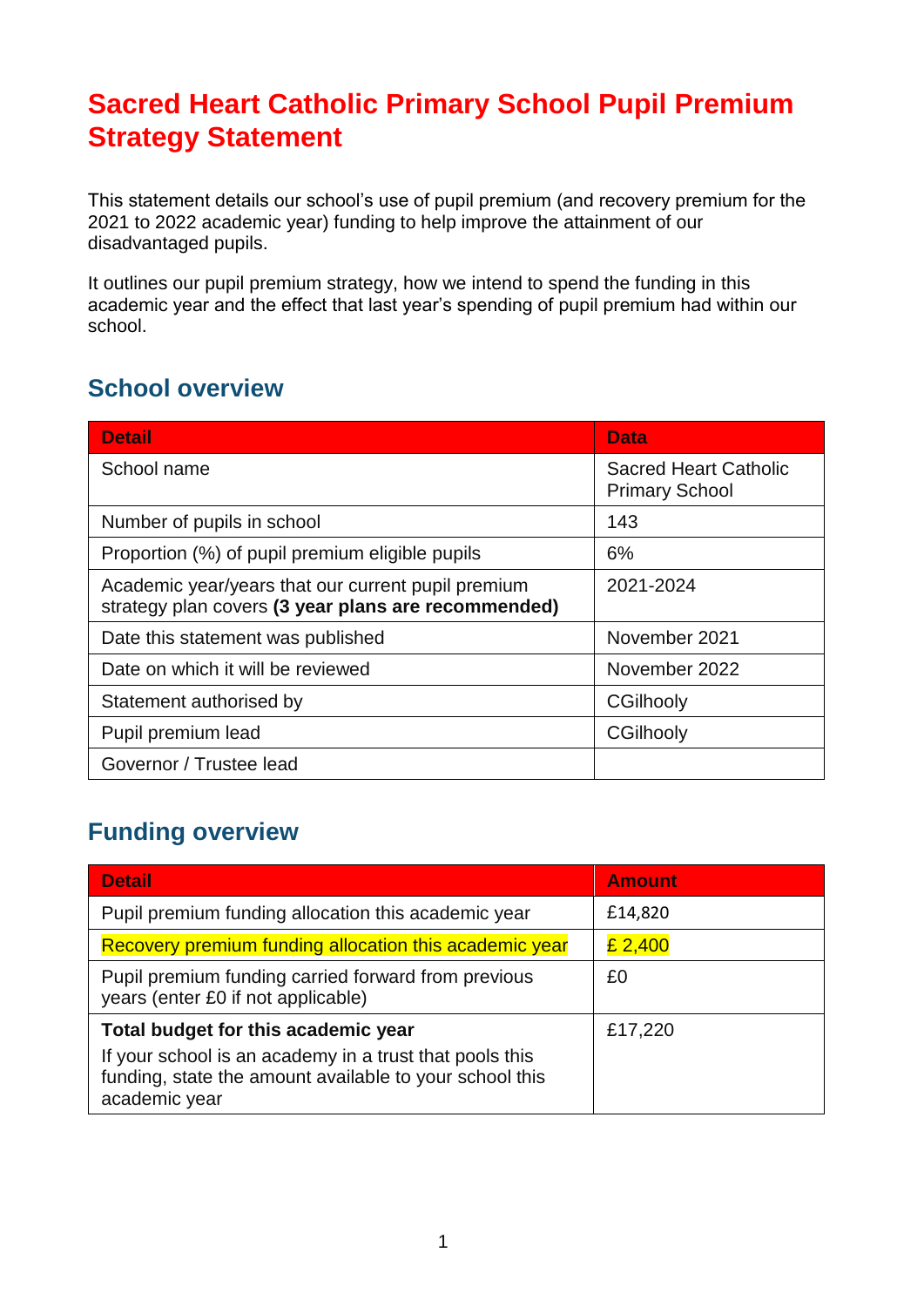# Sacred Heart Catholic Primary School Pupil Premium Strategy Statement

This statement details our school's use of pupil premium (and recovery premium for the 2021 to 2022 academic year) funding to help improve the attainment of our disadvantaged pupils.

It outlines our pupil premium strategy, how we intend to spend the funding in this academic year and the effect that last year's spending of pupil premium had within our school.

## School overview

| Detail | Data |
|---|---|
| School name | Sacred Heart Catholic Primary School |
| Number of pupils in school | 143 |
| Proportion (%) of pupil premium eligible pupils | 6% |
| Academic year/years that our current pupil premium strategy plan covers **(3 year plans are recommended)** | 2021-2024 |
| Date this statement was published | November 2021 |
| Date on which it will be reviewed | November 2022 |
| Statement authorised by | CGilhooly |
| Pupil premium lead | CGilhooly |
| Governor / Trustee lead | |

## Funding overview

| Detail | Amount |
|---|---|
| Pupil premium funding allocation this academic year | £14,820 |
| Recovery premium funding allocation this academic year | £ 2,400 |
| Pupil premium funding carried forward from previous years (enter £0 if not applicable) | £0 |
| **Total budget for this academic year**<br>If your school is an academy in a trust that pools this funding, state the amount available to your school this academic year | £17,220 |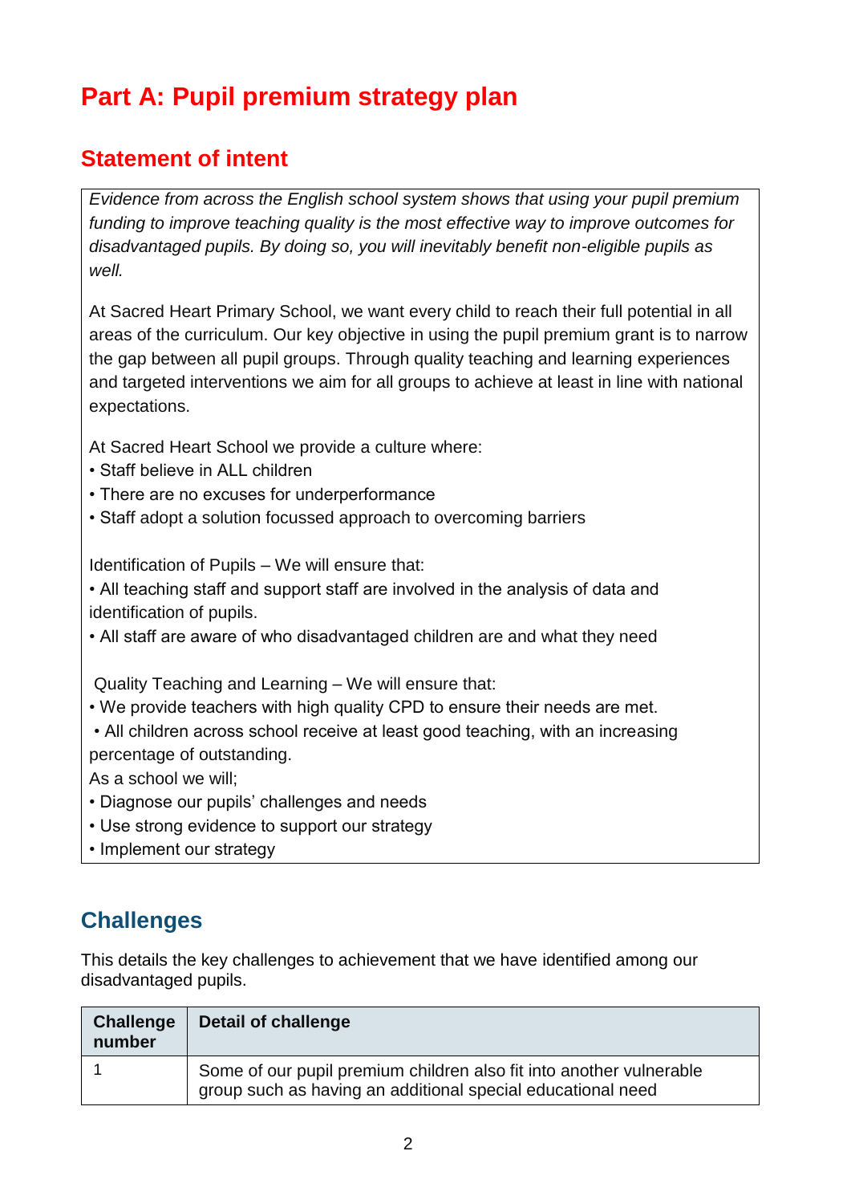# Part A: Pupil premium strategy plan

## Statement of intent

*Evidence from across the English school system shows that using your pupil premium funding to improve teaching quality is the most effective way to improve outcomes for disadvantaged pupils. By doing so, you will inevitably benefit non-eligible pupils as well.*

At Sacred Heart Primary School, we want every child to reach their full potential in all areas of the curriculum. Our key objective in using the pupil premium grant is to narrow the gap between all pupil groups. Through quality teaching and learning experiences and targeted interventions we aim for all groups to achieve at least in line with national expectations.

At Sacred Heart School we provide a culture where:

- Staff believe in ALL children
- There are no excuses for underperformance
- Staff adopt a solution focussed approach to overcoming barriers

Identification of Pupils – We will ensure that:

- All teaching staff and support staff are involved in the analysis of data and identification of pupils.
- All staff are aware of who disadvantaged children are and what they need

Quality Teaching and Learning – We will ensure that:

- We provide teachers with high quality CPD to ensure their needs are met.
- All children across school receive at least good teaching, with an increasing percentage of outstanding.

As a school we will;

- Diagnose our pupils' challenges and needs
- Use strong evidence to support our strategy
- Implement our strategy

## Challenges

This details the key challenges to achievement that we have identified among our disadvantaged pupils.

| Challenge number | Detail of challenge |
|---|---|
| 1 | Some of our pupil premium children also fit into another vulnerable group such as having an additional special educational need |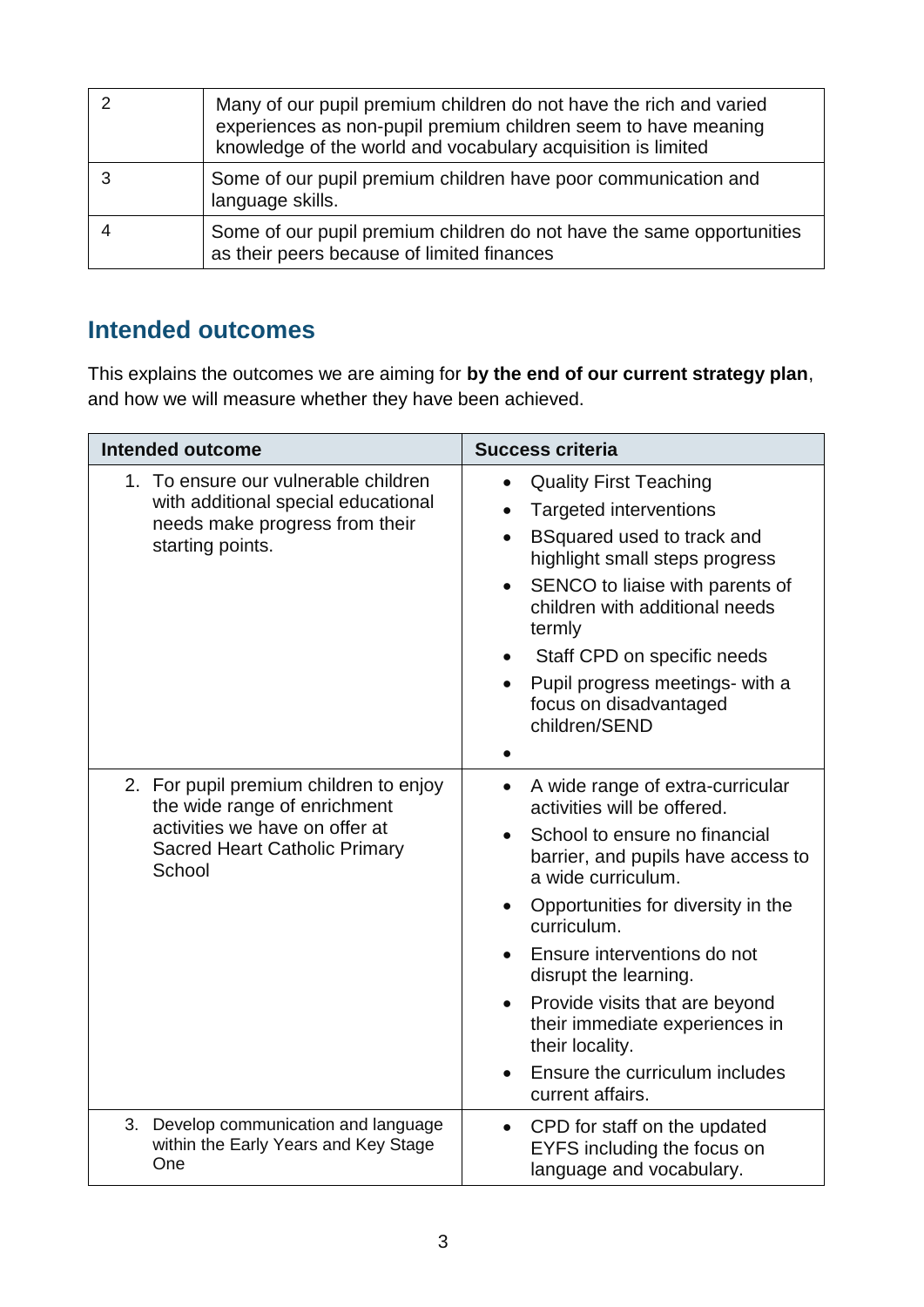| | |
|---|---|
| 2 | Many of our pupil premium children do not have the rich and varied experiences as non-pupil premium children seem to have meaning knowledge of the world and vocabulary acquisition is limited |
| 3 | Some of our pupil premium children have poor communication and language skills. |
| 4 | Some of our pupil premium children do not have the same opportunities as their peers because of limited finances |

## Intended outcomes

This explains the outcomes we are aiming for **by the end of our current strategy plan**, and how we will measure whether they have been achieved.

| Intended outcome | Success criteria |
|---|---|
| 1. To ensure our vulnerable children with additional special educational needs make progress from their starting points. | • Quality First Teaching<br>• Targeted interventions<br>• BSquared used to track and highlight small steps progress<br>• SENCO to liaise with parents of children with additional needs termly<br>• Staff CPD on specific needs<br>• Pupil progress meetings- with a focus on disadvantaged children/SEND<br>• |
| 2. For pupil premium children to enjoy the wide range of enrichment activities we have on offer at Sacred Heart Catholic Primary School | • A wide range of extra-curricular activities will be offered.<br>• School to ensure no financial barrier, and pupils have access to a wide curriculum.<br>• Opportunities for diversity in the curriculum.<br>• Ensure interventions do not disrupt the learning.<br>• Provide visits that are beyond their immediate experiences in their locality.<br>• Ensure the curriculum includes current affairs. |
| 3. Develop communication and language within the Early Years and Key Stage One | • CPD for staff on the updated EYFS including the focus on language and vocabulary. |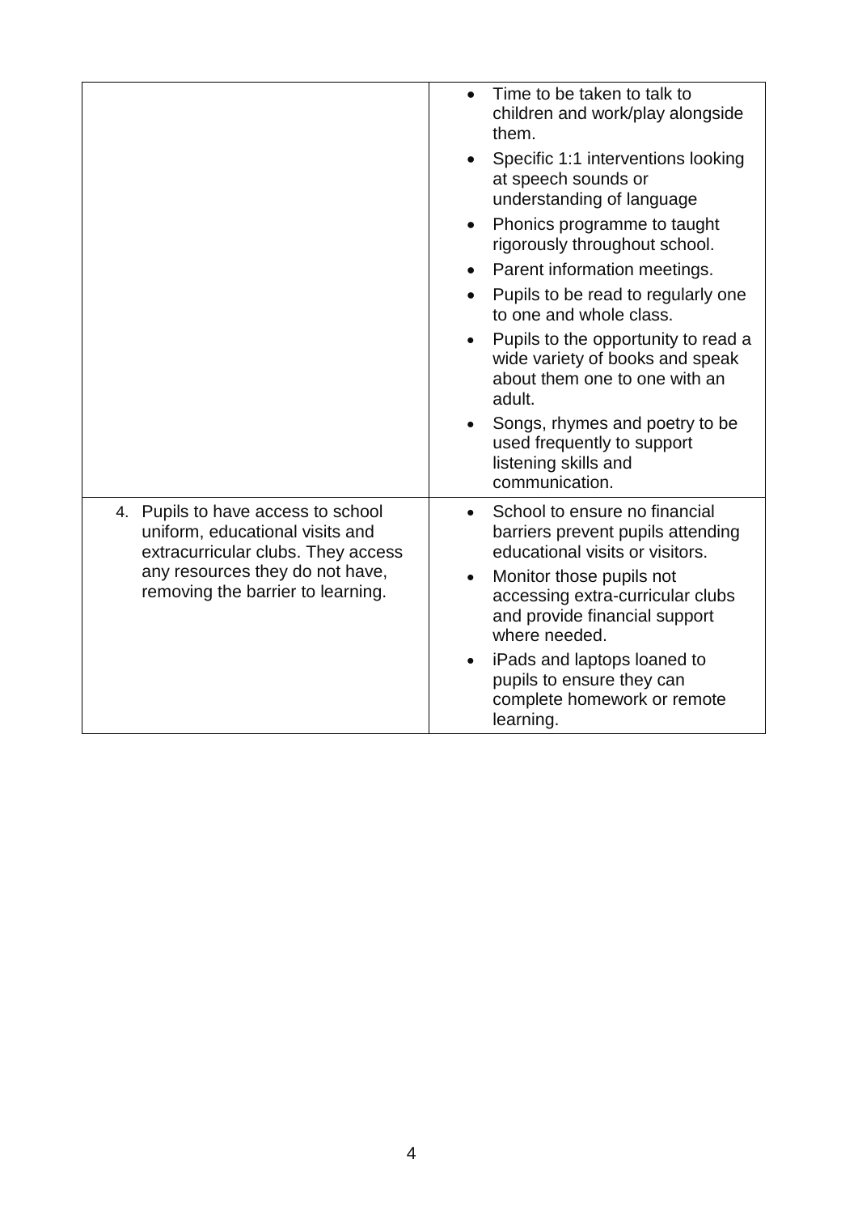| | |
|---|---|
| | • Time to be taken to talk to children and work/play alongside them.<br>• Specific 1:1 interventions looking at speech sounds or understanding of language<br>• Phonics programme to taught rigorously throughout school.<br>• Parent information meetings.<br>• Pupils to be read to regularly one to one and whole class.<br>• Pupils to the opportunity to read a wide variety of books and speak about them one to one with an adult.<br>• Songs, rhymes and poetry to be used frequently to support listening skills and communication. |
| 4. Pupils to have access to school uniform, educational visits and extracurricular clubs. They access any resources they do not have, removing the barrier to learning. | • School to ensure no financial barriers prevent pupils attending educational visits or visitors.<br>• Monitor those pupils not accessing extra-curricular clubs and provide financial support where needed.<br>• iPads and laptops loaned to pupils to ensure they can complete homework or remote learning. |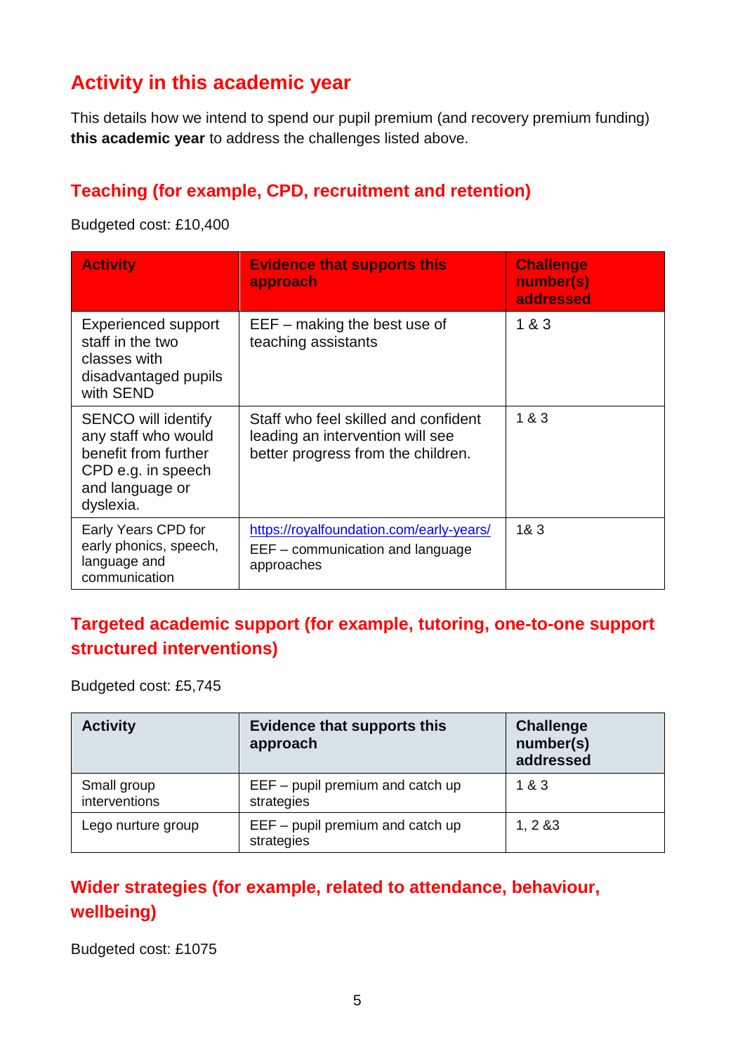## Activity in this academic year

This details how we intend to spend our pupil premium (and recovery premium funding) **this academic year** to address the challenges listed above.

### Teaching (for example, CPD, recruitment and retention)

Budgeted cost: £10,400

| Activity | Evidence that supports this approach | Challenge number(s) addressed |
|---|---|---|
| Experienced support staff in the two classes with disadvantaged pupils with SEND | EEF – making the best use of teaching assistants | 1 & 3 |
| SENCO will identify any staff who would benefit from further CPD e.g. in speech and language or dyslexia. | Staff who feel skilled and confident leading an intervention will see better progress from the children. | 1 & 3 |
| Early Years CPD for early phonics, speech, language and communication | https://royalfoundation.com/early-years/ EEF – communication and language approaches | 1& 3 |

### Targeted academic support (for example, tutoring, one-to-one support structured interventions)

Budgeted cost: £5,745

| Activity | Evidence that supports this approach | Challenge number(s) addressed |
|---|---|---|
| Small group interventions | EEF – pupil premium and catch up strategies | 1 & 3 |
| Lego nurture group | EEF – pupil premium and catch up strategies | 1, 2 &3 |

### Wider strategies (for example, related to attendance, behaviour, wellbeing)

Budgeted cost: £1075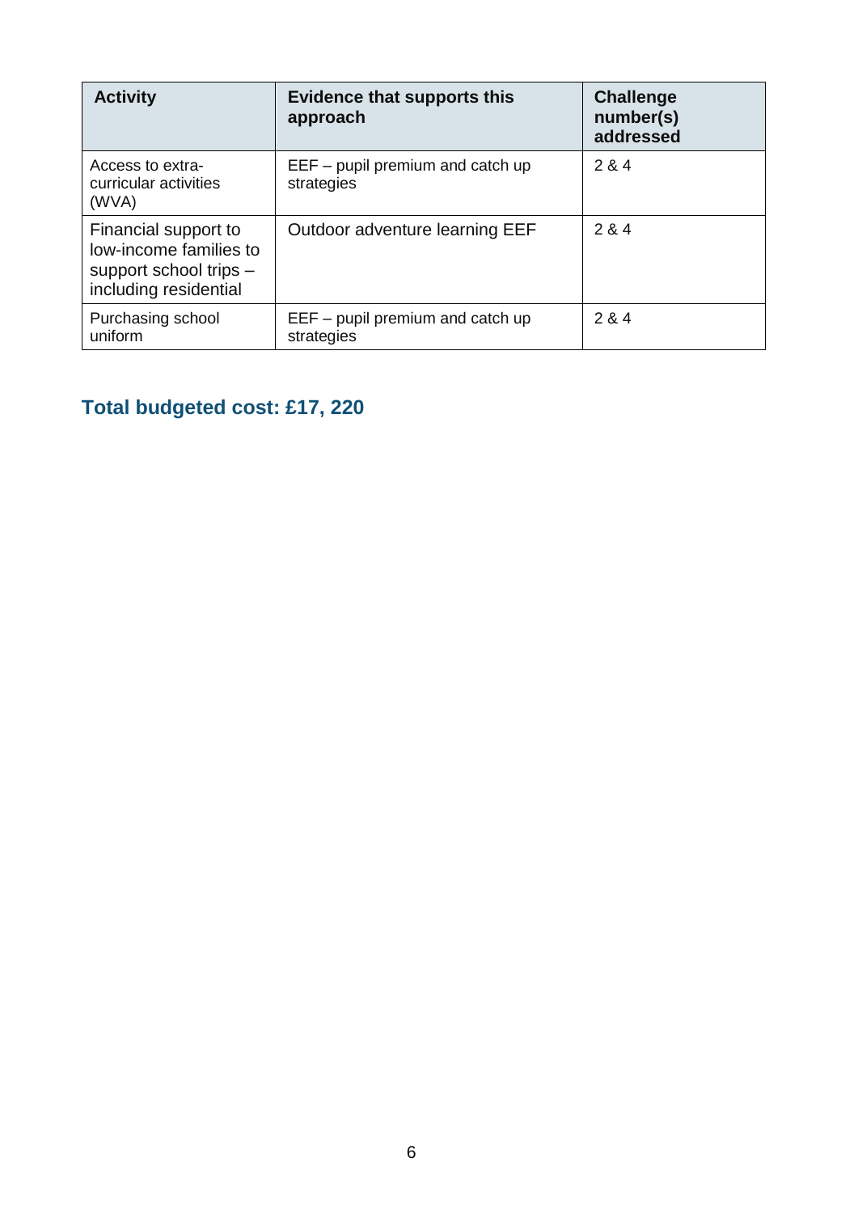| Activity | Evidence that supports this approach | Challenge number(s) addressed |
|---|---|---|
| Access to extra-curricular activities (WVA) | EEF – pupil premium and catch up strategies | 2 & 4 |
| Financial support to low-income families to support school trips – including residential | Outdoor adventure learning EEF | 2 & 4 |
| Purchasing school uniform | EEF – pupil premium and catch up strategies | 2 & 4 |

## Total budgeted cost: £17, 220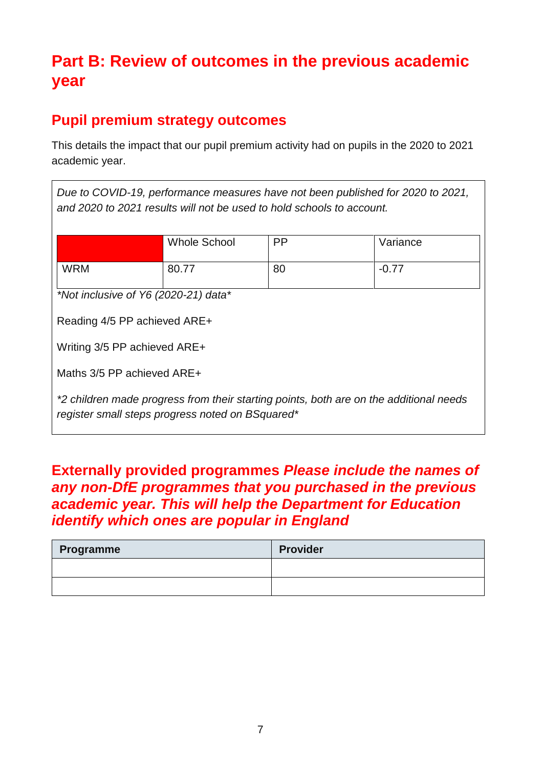# Part B: Review of outcomes in the previous academic year

## Pupil premium strategy outcomes

This details the impact that our pupil premium activity had on pupils in the 2020 to 2021 academic year.

*Due to COVID-19, performance measures have not been published for 2020 to 2021, and 2020 to 2021 results will not be used to hold schools to account.*

| | Whole School | PP | Variance |
|---|---|---|---|
| WRM | 80.77 | 80 | -0.77 |

**Not inclusive of Y6 (2020-21) data**

Reading 4/5 PP achieved ARE+

Writing 3/5 PP achieved ARE+

Maths 3/5 PP achieved ARE+

**2 children made progress from their starting points, both are on the additional needs register small steps progress noted on BSquared**

## Externally provided programmes *Please include the names of any non-DfE programmes that you purchased in the previous academic year. This will help the Department for Education identify which ones are popular in England*

| Programme | Provider |
|---|---|
| | |
| | |